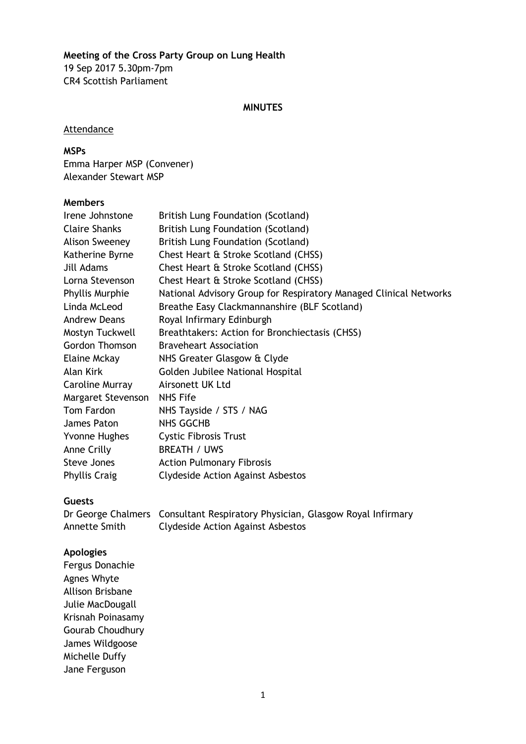**Meeting of the Cross Party Group on Lung Health**

19 Sep 2017 5.30pm-7pm
CR4 Scottish Parliament

**MINUTES**

Attendance

**MSPs**

Emma Harper MSP (Convener)
Alexander Stewart MSP

**Members**

| | |
|---|---|
| Irene Johnstone | British Lung Foundation (Scotland) |
| Claire Shanks | British Lung Foundation (Scotland) |
| Alison Sweeney | British Lung Foundation (Scotland) |
| Katherine Byrne | Chest Heart & Stroke Scotland (CHSS) |
| Jill Adams | Chest Heart & Stroke Scotland (CHSS) |
| Lorna Stevenson | Chest Heart & Stroke Scotland (CHSS) |
| Phyllis Murphie | National Advisory Group for Respiratory Managed Clinical Networks |
| Linda McLeod | Breathe Easy Clackmannanshire (BLF Scotland) |
| Andrew Deans | Royal Infirmary Edinburgh |
| Mostyn Tuckwell | Breathtakers: Action for Bronchiectasis (CHSS) |
| Gordon Thomson | Braveheart Association |
| Elaine Mckay | NHS Greater Glasgow & Clyde |
| Alan Kirk | Golden Jubilee National Hospital |
| Caroline Murray | Airsonett UK Ltd |
| Margaret Stevenson | NHS Fife |
| Tom Fardon | NHS Tayside / STS / NAG |
| James Paton | NHS GGCHB |
| Yvonne Hughes | Cystic Fibrosis Trust |
| Anne Crilly | BREATH / UWS |
| Steve Jones | Action Pulmonary Fibrosis |
| Phyllis Craig | Clydeside Action Against Asbestos |

**Guests**

| | |
|---|---|
| Dr George Chalmers | Consultant Respiratory Physician, Glasgow Royal Infirmary |
| Annette Smith | Clydeside Action Against Asbestos |

**Apologies**

Fergus Donachie
Agnes Whyte
Allison Brisbane
Julie MacDougall
Krisnah Poinasamy
Gourab Choudhury
James Wildgoose
Michelle Duffy
Jane Ferguson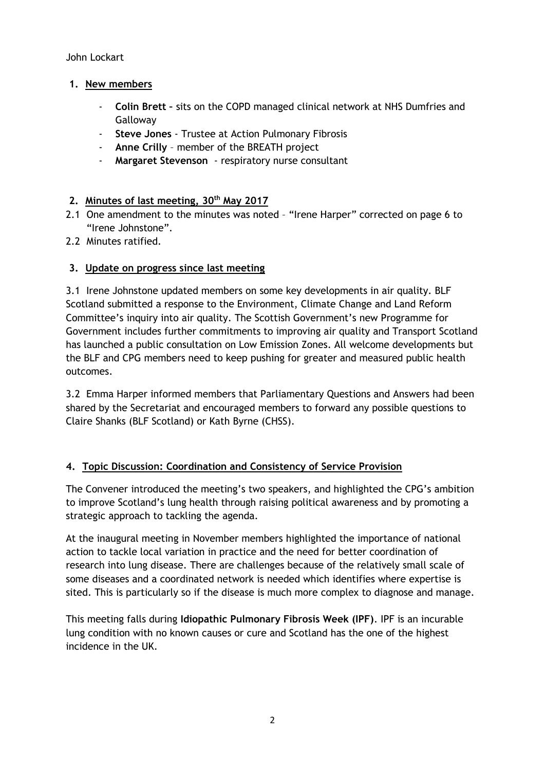John Lockart

1. **New members**

   - **Colin Brett –** sits on the COPD managed clinical network at NHS Dumfries and Galloway
   - **Steve Jones** - Trustee at Action Pulmonary Fibrosis
   - **Anne Crilly** – member of the BREATH project
   - **Margaret Stevenson** - respiratory nurse consultant

2. **Minutes of last meeting, 30th May 2017**

2.1 One amendment to the minutes was noted – "Irene Harper" corrected on page 6 to "Irene Johnstone".

2.2 Minutes ratified.

3. **Update on progress since last meeting**

3.1 Irene Johnstone updated members on some key developments in air quality. BLF Scotland submitted a response to the Environment, Climate Change and Land Reform Committee's inquiry into air quality. The Scottish Government's new Programme for Government includes further commitments to improving air quality and Transport Scotland has launched a public consultation on Low Emission Zones. All welcome developments but the BLF and CPG members need to keep pushing for greater and measured public health outcomes.

3.2 Emma Harper informed members that Parliamentary Questions and Answers had been shared by the Secretariat and encouraged members to forward any possible questions to Claire Shanks (BLF Scotland) or Kath Byrne (CHSS).

4. **Topic Discussion: Coordination and Consistency of Service Provision**

The Convener introduced the meeting's two speakers, and highlighted the CPG's ambition to improve Scotland's lung health through raising political awareness and by promoting a strategic approach to tackling the agenda.

At the inaugural meeting in November members highlighted the importance of national action to tackle local variation in practice and the need for better coordination of research into lung disease. There are challenges because of the relatively small scale of some diseases and a coordinated network is needed which identifies where expertise is sited. This is particularly so if the disease is much more complex to diagnose and manage.

This meeting falls during **Idiopathic Pulmonary Fibrosis Week (IPF)**. IPF is an incurable lung condition with no known causes or cure and Scotland has the one of the highest incidence in the UK.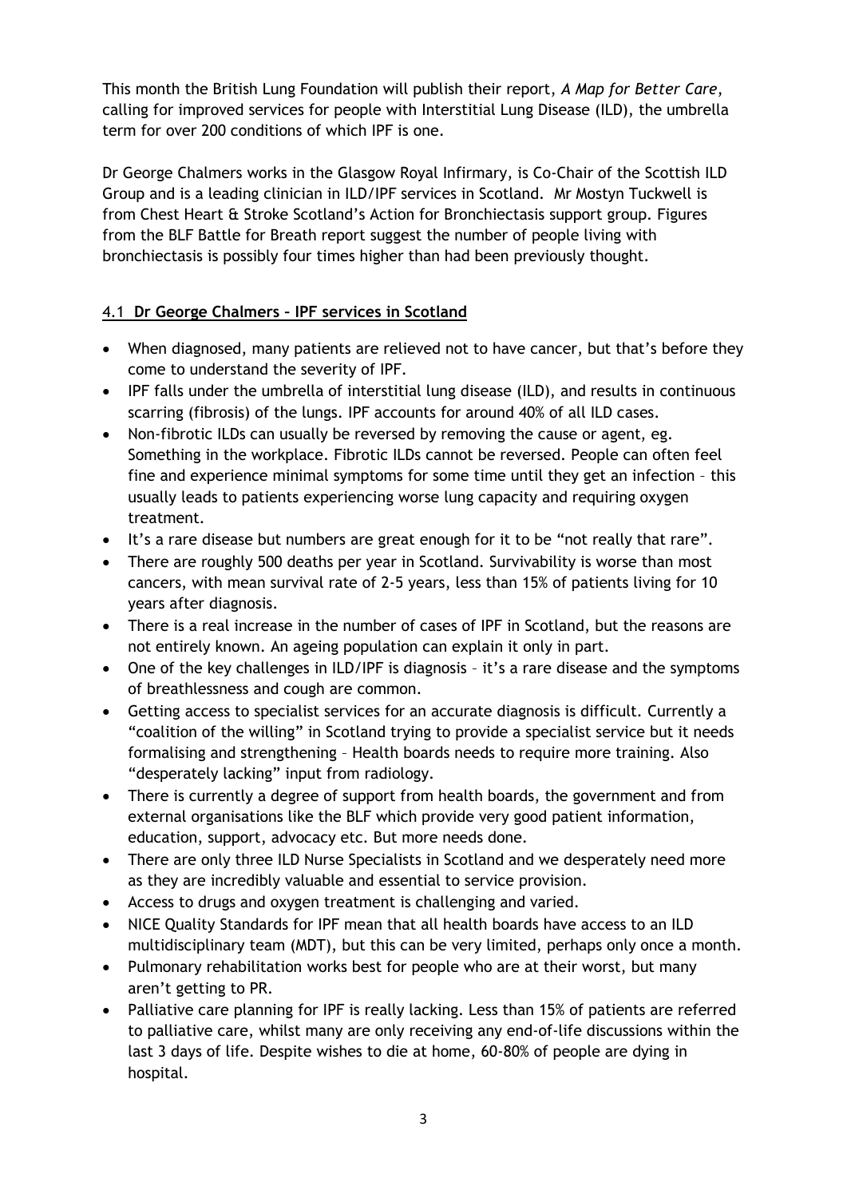This month the British Lung Foundation will publish their report, *A Map for Better Care*, calling for improved services for people with Interstitial Lung Disease (ILD), the umbrella term for over 200 conditions of which IPF is one.

Dr George Chalmers works in the Glasgow Royal Infirmary, is Co-Chair of the Scottish ILD Group and is a leading clinician in ILD/IPF services in Scotland. Mr Mostyn Tuckwell is from Chest Heart & Stroke Scotland's Action for Bronchiectasis support group. Figures from the BLF Battle for Breath report suggest the number of people living with bronchiectasis is possibly four times higher than had been previously thought.

### 4.1 **Dr George Chalmers – IPF services in Scotland**

- When diagnosed, many patients are relieved not to have cancer, but that's before they come to understand the severity of IPF.
- IPF falls under the umbrella of interstitial lung disease (ILD), and results in continuous scarring (fibrosis) of the lungs. IPF accounts for around 40% of all ILD cases.
- Non-fibrotic ILDs can usually be reversed by removing the cause or agent, eg. Something in the workplace. Fibrotic ILDs cannot be reversed. People can often feel fine and experience minimal symptoms for some time until they get an infection – this usually leads to patients experiencing worse lung capacity and requiring oxygen treatment.
- It's a rare disease but numbers are great enough for it to be "not really that rare".
- There are roughly 500 deaths per year in Scotland. Survivability is worse than most cancers, with mean survival rate of 2-5 years, less than 15% of patients living for 10 years after diagnosis.
- There is a real increase in the number of cases of IPF in Scotland, but the reasons are not entirely known. An ageing population can explain it only in part.
- One of the key challenges in ILD/IPF is diagnosis – it's a rare disease and the symptoms of breathlessness and cough are common.
- Getting access to specialist services for an accurate diagnosis is difficult. Currently a "coalition of the willing" in Scotland trying to provide a specialist service but it needs formalising and strengthening – Health boards needs to require more training. Also "desperately lacking" input from radiology.
- There is currently a degree of support from health boards, the government and from external organisations like the BLF which provide very good patient information, education, support, advocacy etc. But more needs done.
- There are only three ILD Nurse Specialists in Scotland and we desperately need more as they are incredibly valuable and essential to service provision.
- Access to drugs and oxygen treatment is challenging and varied.
- NICE Quality Standards for IPF mean that all health boards have access to an ILD multidisciplinary team (MDT), but this can be very limited, perhaps only once a month.
- Pulmonary rehabilitation works best for people who are at their worst, but many aren't getting to PR.
- Palliative care planning for IPF is really lacking. Less than 15% of patients are referred to palliative care, whilst many are only receiving any end-of-life discussions within the last 3 days of life. Despite wishes to die at home, 60-80% of people are dying in hospital.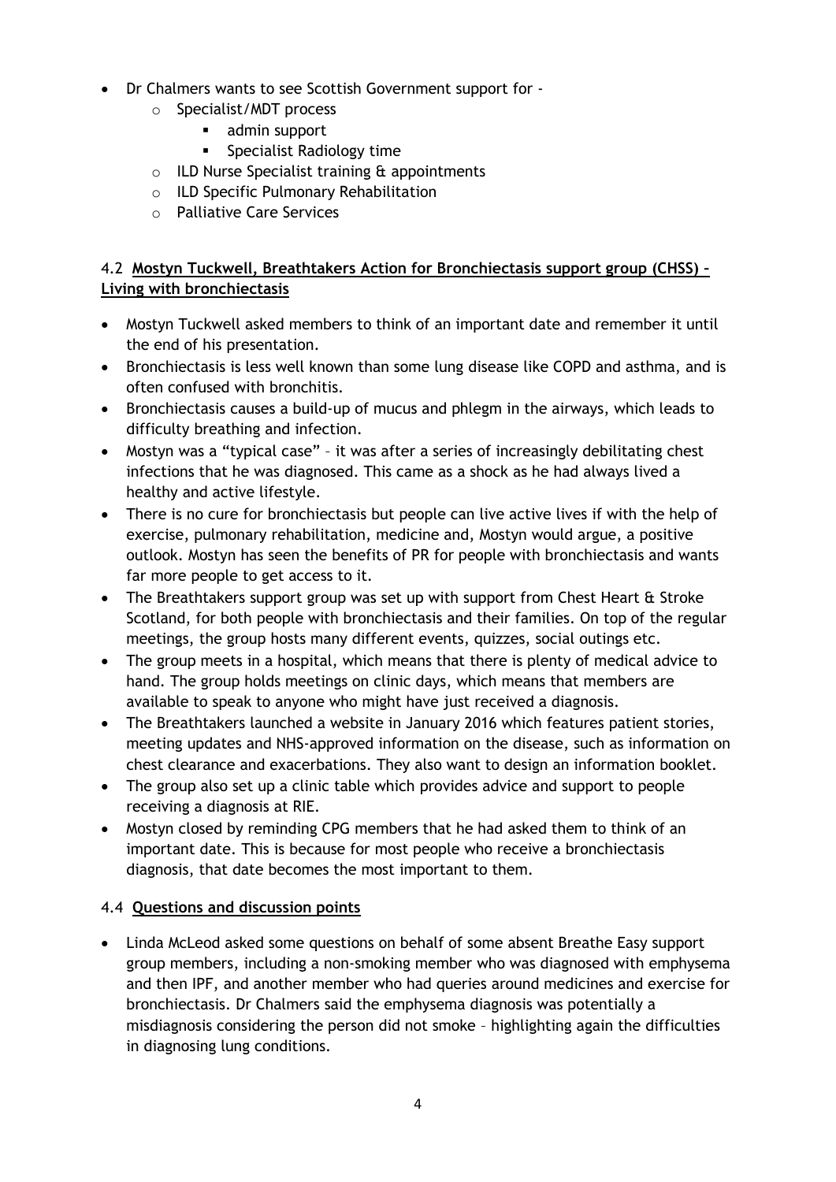- Dr Chalmers wants to see Scottish Government support for -
  - Specialist/MDT process
    - admin support
    - Specialist Radiology time
  - ILD Nurse Specialist training & appointments
  - ILD Specific Pulmonary Rehabilitation
  - Palliative Care Services

### 4.2 **Mostyn Tuckwell, Breathtakers Action for Bronchiectasis support group (CHSS) – Living with bronchiectasis**

- Mostyn Tuckwell asked members to think of an important date and remember it until the end of his presentation.
- Bronchiectasis is less well known than some lung disease like COPD and asthma, and is often confused with bronchitis.
- Bronchiectasis causes a build-up of mucus and phlegm in the airways, which leads to difficulty breathing and infection.
- Mostyn was a "typical case" – it was after a series of increasingly debilitating chest infections that he was diagnosed. This came as a shock as he had always lived a healthy and active lifestyle.
- There is no cure for bronchiectasis but people can live active lives if with the help of exercise, pulmonary rehabilitation, medicine and, Mostyn would argue, a positive outlook. Mostyn has seen the benefits of PR for people with bronchiectasis and wants far more people to get access to it.
- The Breathtakers support group was set up with support from Chest Heart & Stroke Scotland, for both people with bronchiectasis and their families. On top of the regular meetings, the group hosts many different events, quizzes, social outings etc.
- The group meets in a hospital, which means that there is plenty of medical advice to hand. The group holds meetings on clinic days, which means that members are available to speak to anyone who might have just received a diagnosis.
- The Breathtakers launched a website in January 2016 which features patient stories, meeting updates and NHS-approved information on the disease, such as information on chest clearance and exacerbations. They also want to design an information booklet.
- The group also set up a clinic table which provides advice and support to people receiving a diagnosis at RIE.
- Mostyn closed by reminding CPG members that he had asked them to think of an important date. This is because for most people who receive a bronchiectasis diagnosis, that date becomes the most important to them.

### 4.4 **Questions and discussion points**

- Linda McLeod asked some questions on behalf of some absent Breathe Easy support group members, including a non-smoking member who was diagnosed with emphysema and then IPF, and another member who had queries around medicines and exercise for bronchiectasis. Dr Chalmers said the emphysema diagnosis was potentially a misdiagnosis considering the person did not smoke – highlighting again the difficulties in diagnosing lung conditions.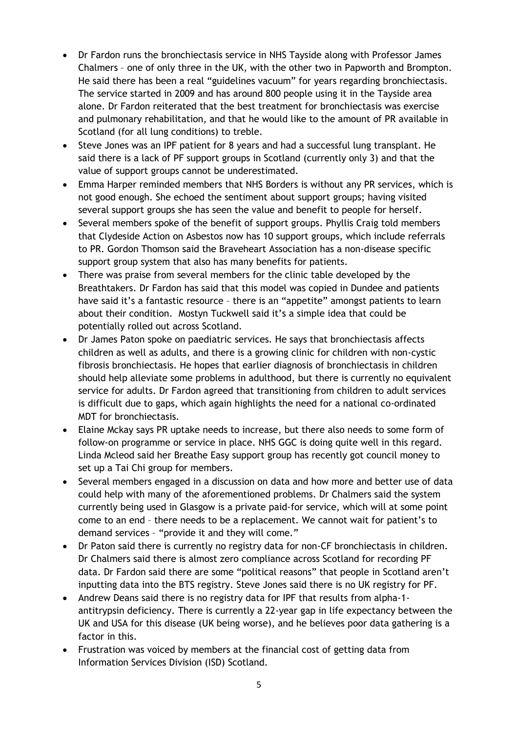- Dr Fardon runs the bronchiectasis service in NHS Tayside along with Professor James Chalmers – one of only three in the UK, with the other two in Papworth and Brompton. He said there has been a real "guidelines vacuum" for years regarding bronchiectasis. The service started in 2009 and has around 800 people using it in the Tayside area alone. Dr Fardon reiterated that the best treatment for bronchiectasis was exercise and pulmonary rehabilitation, and that he would like to the amount of PR available in Scotland (for all lung conditions) to treble.
- Steve Jones was an IPF patient for 8 years and had a successful lung transplant. He said there is a lack of PF support groups in Scotland (currently only 3) and that the value of support groups cannot be underestimated.
- Emma Harper reminded members that NHS Borders is without any PR services, which is not good enough. She echoed the sentiment about support groups; having visited several support groups she has seen the value and benefit to people for herself.
- Several members spoke of the benefit of support groups. Phyllis Craig told members that Clydeside Action on Asbestos now has 10 support groups, which include referrals to PR. Gordon Thomson said the Braveheart Association has a non-disease specific support group system that also has many benefits for patients.
- There was praise from several members for the clinic table developed by the Breathtakers. Dr Fardon has said that this model was copied in Dundee and patients have said it's a fantastic resource – there is an "appetite" amongst patients to learn about their condition. Mostyn Tuckwell said it's a simple idea that could be potentially rolled out across Scotland.
- Dr James Paton spoke on paediatric services. He says that bronchiectasis affects children as well as adults, and there is a growing clinic for children with non-cystic fibrosis bronchiectasis. He hopes that earlier diagnosis of bronchiectasis in children should help alleviate some problems in adulthood, but there is currently no equivalent service for adults. Dr Fardon agreed that transitioning from children to adult services is difficult due to gaps, which again highlights the need for a national co-ordinated MDT for bronchiectasis.
- Elaine Mckay says PR uptake needs to increase, but there also needs to some form of follow-on programme or service in place. NHS GGC is doing quite well in this regard. Linda Mcleod said her Breathe Easy support group has recently got council money to set up a Tai Chi group for members.
- Several members engaged in a discussion on data and how more and better use of data could help with many of the aforementioned problems. Dr Chalmers said the system currently being used in Glasgow is a private paid-for service, which will at some point come to an end – there needs to be a replacement. We cannot wait for patient's to demand services – "provide it and they will come."
- Dr Paton said there is currently no registry data for non-CF bronchiectasis in children. Dr Chalmers said there is almost zero compliance across Scotland for recording PF data. Dr Fardon said there are some "political reasons" that people in Scotland aren't inputting data into the BTS registry. Steve Jones said there is no UK registry for PF.
- Andrew Deans said there is no registry data for IPF that results from alpha-1-antitrypsin deficiency. There is currently a 22-year gap in life expectancy between the UK and USA for this disease (UK being worse), and he believes poor data gathering is a factor in this.
- Frustration was voiced by members at the financial cost of getting data from Information Services Division (ISD) Scotland.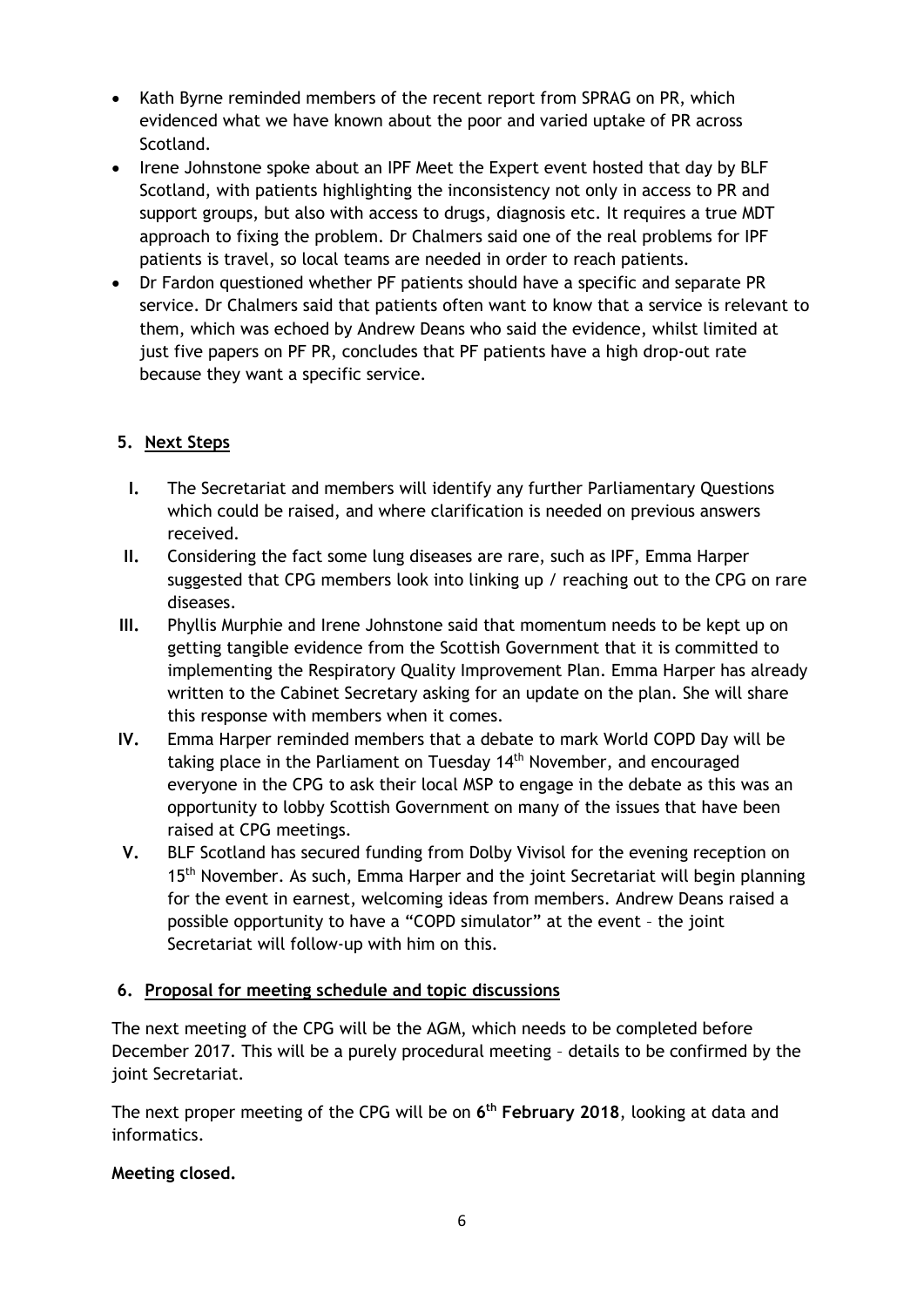- Kath Byrne reminded members of the recent report from SPRAG on PR, which evidenced what we have known about the poor and varied uptake of PR across Scotland.
- Irene Johnstone spoke about an IPF Meet the Expert event hosted that day by BLF Scotland, with patients highlighting the inconsistency not only in access to PR and support groups, but also with access to drugs, diagnosis etc. It requires a true MDT approach to fixing the problem. Dr Chalmers said one of the real problems for IPF patients is travel, so local teams are needed in order to reach patients.
- Dr Fardon questioned whether PF patients should have a specific and separate PR service. Dr Chalmers said that patients often want to know that a service is relevant to them, which was echoed by Andrew Deans who said the evidence, whilst limited at just five papers on PF PR, concludes that PF patients have a high drop-out rate because they want a specific service.

## 5. Next Steps

I. The Secretariat and members will identify any further Parliamentary Questions which could be raised, and where clarification is needed on previous answers received.

II. Considering the fact some lung diseases are rare, such as IPF, Emma Harper suggested that CPG members look into linking up / reaching out to the CPG on rare diseases.

III. Phyllis Murphie and Irene Johnstone said that momentum needs to be kept up on getting tangible evidence from the Scottish Government that it is committed to implementing the Respiratory Quality Improvement Plan. Emma Harper has already written to the Cabinet Secretary asking for an update on the plan. She will share this response with members when it comes.

IV. Emma Harper reminded members that a debate to mark World COPD Day will be taking place in the Parliament on Tuesday 14th November, and encouraged everyone in the CPG to ask their local MSP to engage in the debate as this was an opportunity to lobby Scottish Government on many of the issues that have been raised at CPG meetings.

V. BLF Scotland has secured funding from Dolby Vivisol for the evening reception on 15th November. As such, Emma Harper and the joint Secretariat will begin planning for the event in earnest, welcoming ideas from members. Andrew Deans raised a possible opportunity to have a "COPD simulator" at the event – the joint Secretariat will follow-up with him on this.

## 6. Proposal for meeting schedule and topic discussions

The next meeting of the CPG will be the AGM, which needs to be completed before December 2017. This will be a purely procedural meeting – details to be confirmed by the joint Secretariat.

The next proper meeting of the CPG will be on **6th February 2018**, looking at data and informatics.

**Meeting closed.**